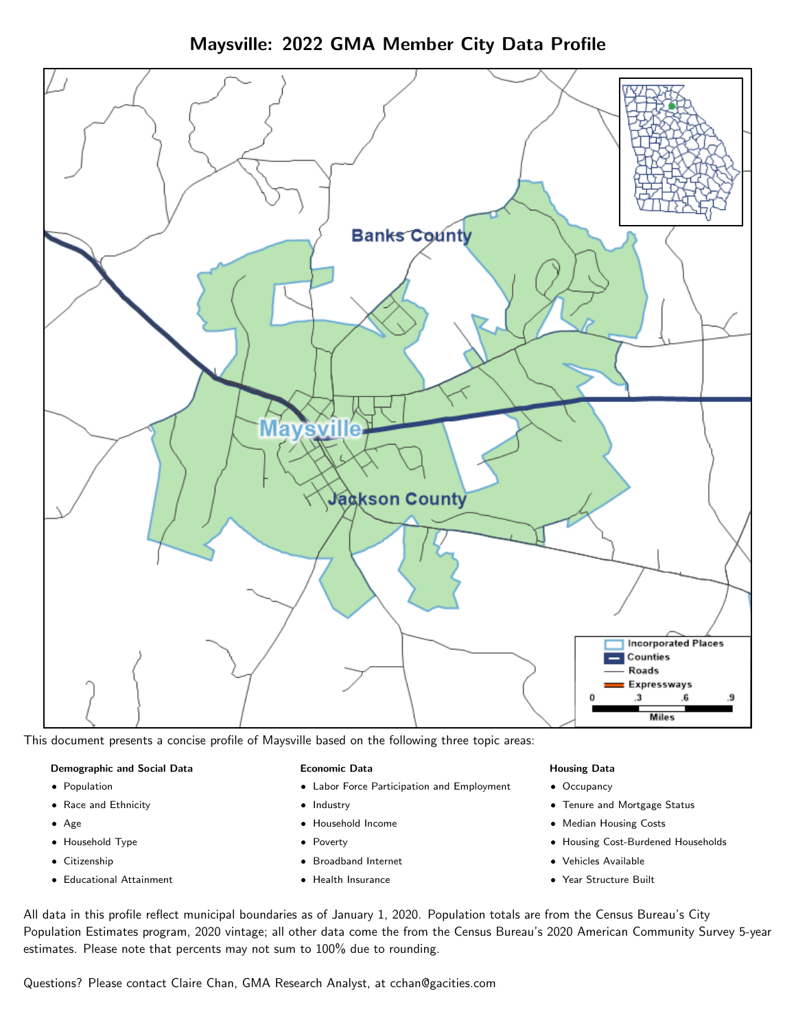# Maysville: 2022 GMA Member City Data Profile

This document presents a concise profile of Maysville based on the following three topic areas:

**Demographic and Social Data**

- Population
- Race and Ethnicity
- Age
- Household Type
- Citizenship
- Educational Attainment

**Economic Data**

- Labor Force Participation and Employment
- Industry
- Household Income
- Poverty
- Broadband Internet
- Health Insurance

**Housing Data**

- Occupancy
- Tenure and Mortgage Status
- Median Housing Costs
- Housing Cost-Burdened Households
- Vehicles Available
- Year Structure Built

All data in this profile reflect municipal boundaries as of January 1, 2020. Population totals are from the Census Bureau's City Population Estimates program, 2020 vintage; all other data come the from the Census Bureau's 2020 American Community Survey 5-year estimates. Please note that percents may not sum to 100% due to rounding.

Questions? Please contact Claire Chan, GMA Research Analyst, at cchan@gacities.com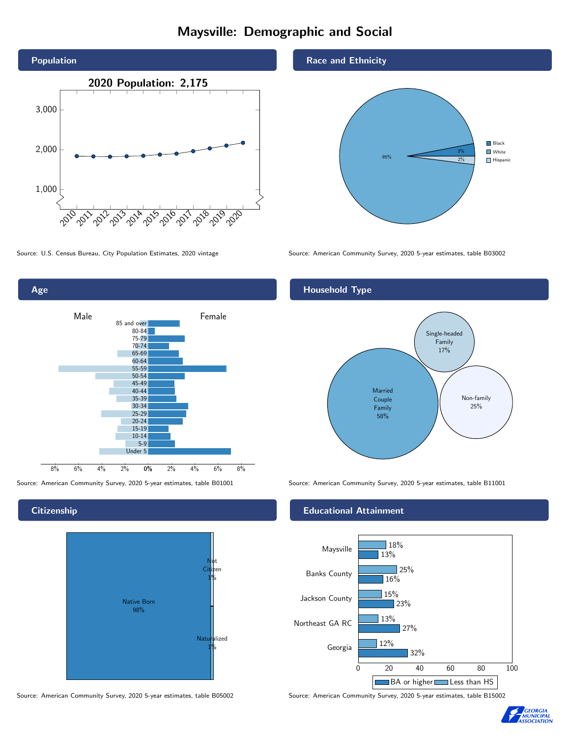# Maysville: Demographic and Social

## Population

2020 Population: 2,175

Source: U.S. Census Bureau, City Population Estimates, 2020 vintage

## Race and Ethnicity

| Race/Ethnicity | Percent |
|---|---|
| Black | 3% |
| White | 95% |
| Hispanic | 2% |

Source: American Community Survey, 2020 5-year estimates, table B03002

## Age

Source: American Community Survey, 2020 5-year estimates, table B01001

## Household Type

| Household Type | Percent |
|---|---|
| Married Couple Family | 58% |
| Single-headed Family | 17% |
| Non-family | 25% |

Source: American Community Survey, 2020 5-year estimates, table B11001

## Citizenship

| Citizenship | Percent |
|---|---|
| Native Born | 98% |
| Not Citizen | 1% |
| Naturalized | 1% |

Source: American Community Survey, 2020 5-year estimates, table B05002

## Educational Attainment

| Area | Less than HS | BA or higher |
|---|---|---|
| Maysville | 18% | 13% |
| Banks County | 25% | 16% |
| Jackson County | 15% | 23% |
| Northeast GA RC | 13% | 27% |
| Georgia | 12% | 32% |

Source: American Community Survey, 2020 5-year estimates, table B15002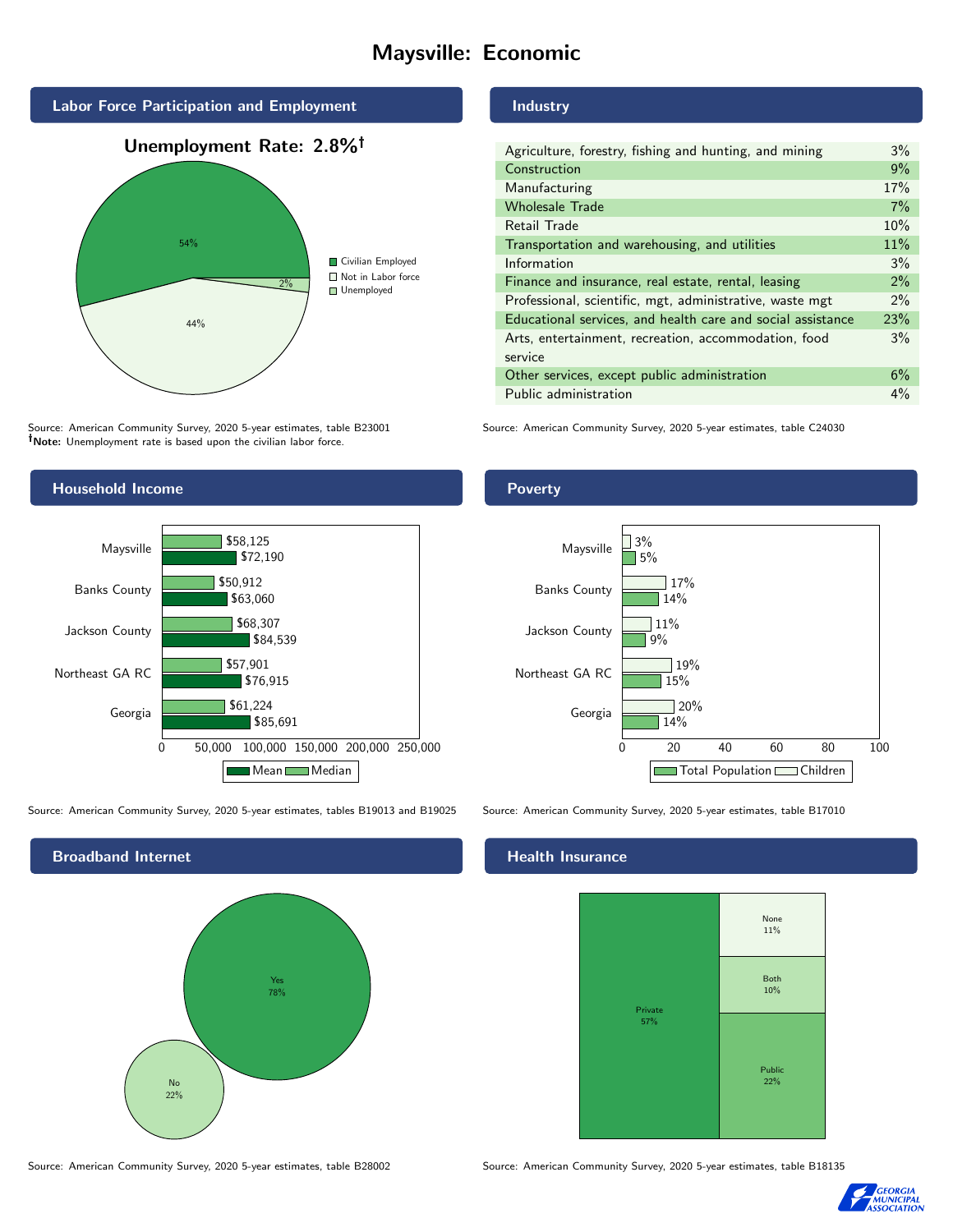# Maysville: Economic

## Labor Force Participation and Employment

**Unemployment Rate: 2.8%†**

| Category | Percent |
| --- | --- |
| Civilian Employed | 54% |
| Not in Labor force | 44% |
| Unemployed | 2% |

Source: American Community Survey, 2020 5-year estimates, table B23001
**†Note:** Unemployment rate is based upon the civilian labor force.

## Industry

| Industry | Percent |
| --- | --- |
| Agriculture, forestry, fishing and hunting, and mining | 3% |
| Construction | 9% |
| Manufacturing | 17% |
| Wholesale Trade | 7% |
| Retail Trade | 10% |
| Transportation and warehousing, and utilities | 11% |
| Information | 3% |
| Finance and insurance, real estate, rental, leasing | 2% |
| Professional, scientific, mgt, administrative, waste mgt | 2% |
| Educational services, and health care and social assistance | 23% |
| Arts, entertainment, recreation, accommodation, food service | 3% |
| Other services, except public administration | 6% |
| Public administration | 4% |

Source: American Community Survey, 2020 5-year estimates, table C24030

## Household Income

| Area | Median | Mean |
| --- | --- | --- |
| Maysville | $58,125 | $72,190 |
| Banks County | $50,912 | $63,060 |
| Jackson County | $68,307 | $84,539 |
| Northeast GA RC | $57,901 | $76,915 |
| Georgia | $61,224 | $85,691 |

Source: American Community Survey, 2020 5-year estimates, tables B19013 and B19025

## Poverty

| Area | Children | Total Population |
| --- | --- | --- |
| Maysville | 3% | 5% |
| Banks County | 17% | 14% |
| Jackson County | 11% | 9% |
| Northeast GA RC | 19% | 15% |
| Georgia | 20% | 14% |

Source: American Community Survey, 2020 5-year estimates, table B17010

## Broadband Internet

| Response | Percent |
| --- | --- |
| Yes | 78% |
| No | 22% |

Source: American Community Survey, 2020 5-year estimates, table B28002

## Health Insurance

| Type | Percent |
| --- | --- |
| Private | 57% |
| Public | 22% |
| Both | 10% |
| None | 11% |

Source: American Community Survey, 2020 5-year estimates, table B18135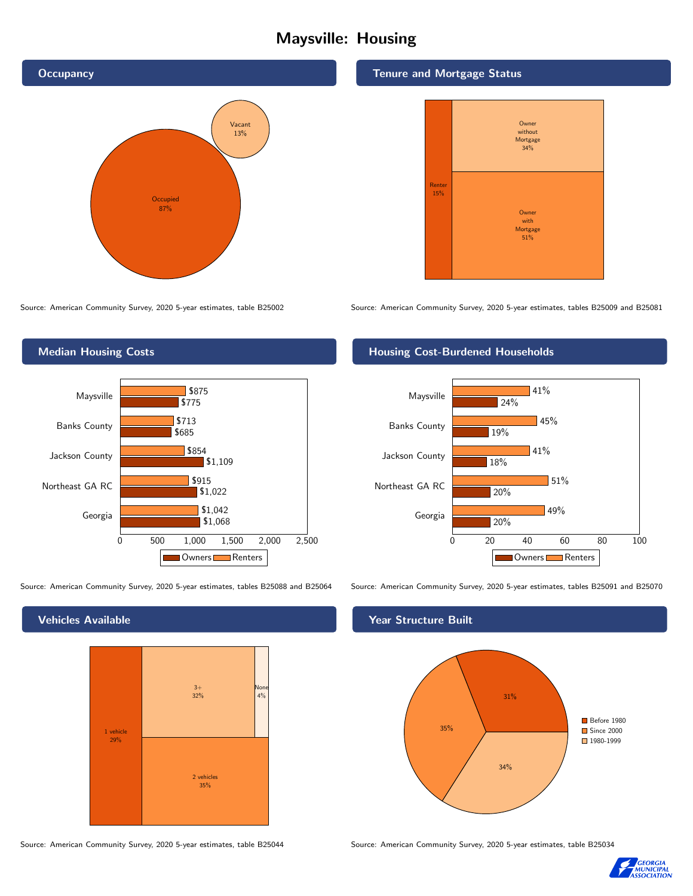# Maysville: Housing

## Occupancy

Vacant
13%

Occupied
87%

Source: American Community Survey, 2020 5-year estimates, table B25002

## Tenure and Mortgage Status

Renter
15%

Owner without Mortgage
34%

Owner with Mortgage
51%

Source: American Community Survey, 2020 5-year estimates, tables B25009 and B25081

## Median Housing Costs

Maysville
$875
$775

Banks County
$713
$685

Jackson County
$854
$1,109

Northeast GA RC
$915
$1,022

Georgia
$1,042
$1,068

0 500 1,000 1,500 2,000 2,500

Owners Renters

Source: American Community Survey, 2020 5-year estimates, tables B25088 and B25064

## Housing Cost-Burdened Households

Maysville
41%
24%

Banks County
45%
19%

Jackson County
41%
18%

Northeast GA RC
51%
20%

Georgia
49%
20%

0 20 40 60 80 100

Owners Renters

Source: American Community Survey, 2020 5-year estimates, tables B25091 and B25070

## Vehicles Available

1 vehicle
29%

3+
32%

None
4%

2 vehicles
35%

Source: American Community Survey, 2020 5-year estimates, table B25044

## Year Structure Built

31%

35%

34%

Before 1980
Since 2000
1980-1999

Source: American Community Survey, 2020 5-year estimates, table B25034